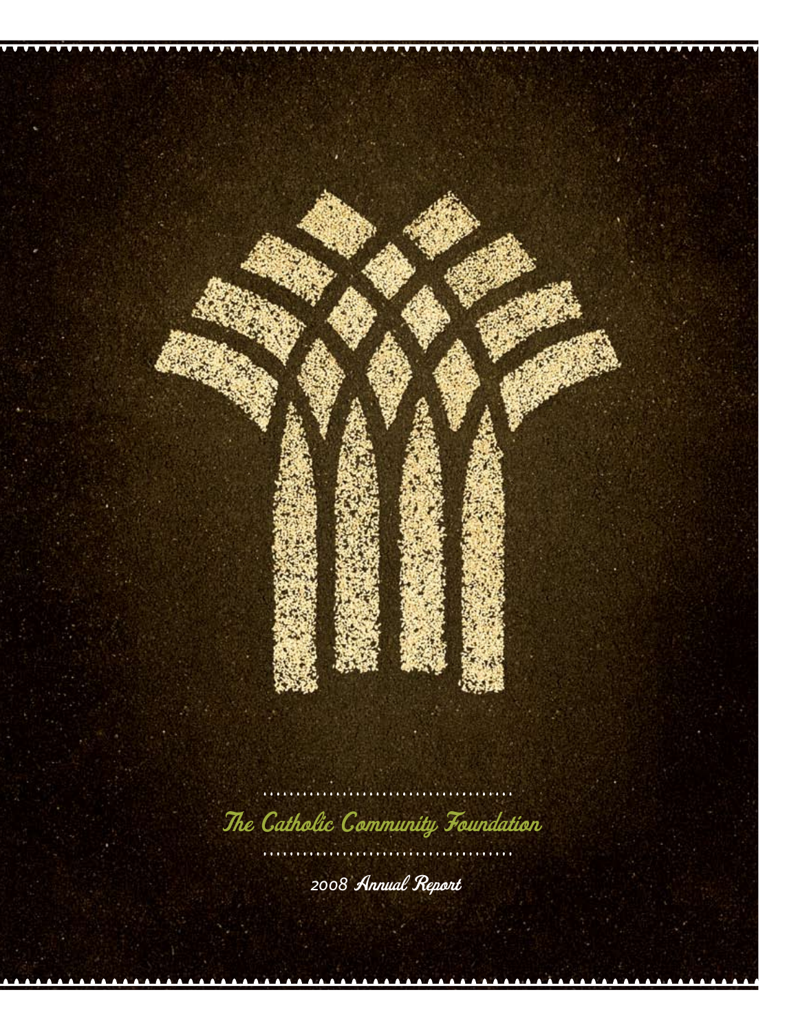# The Catholic Community Foundation

2008 *Annual Report*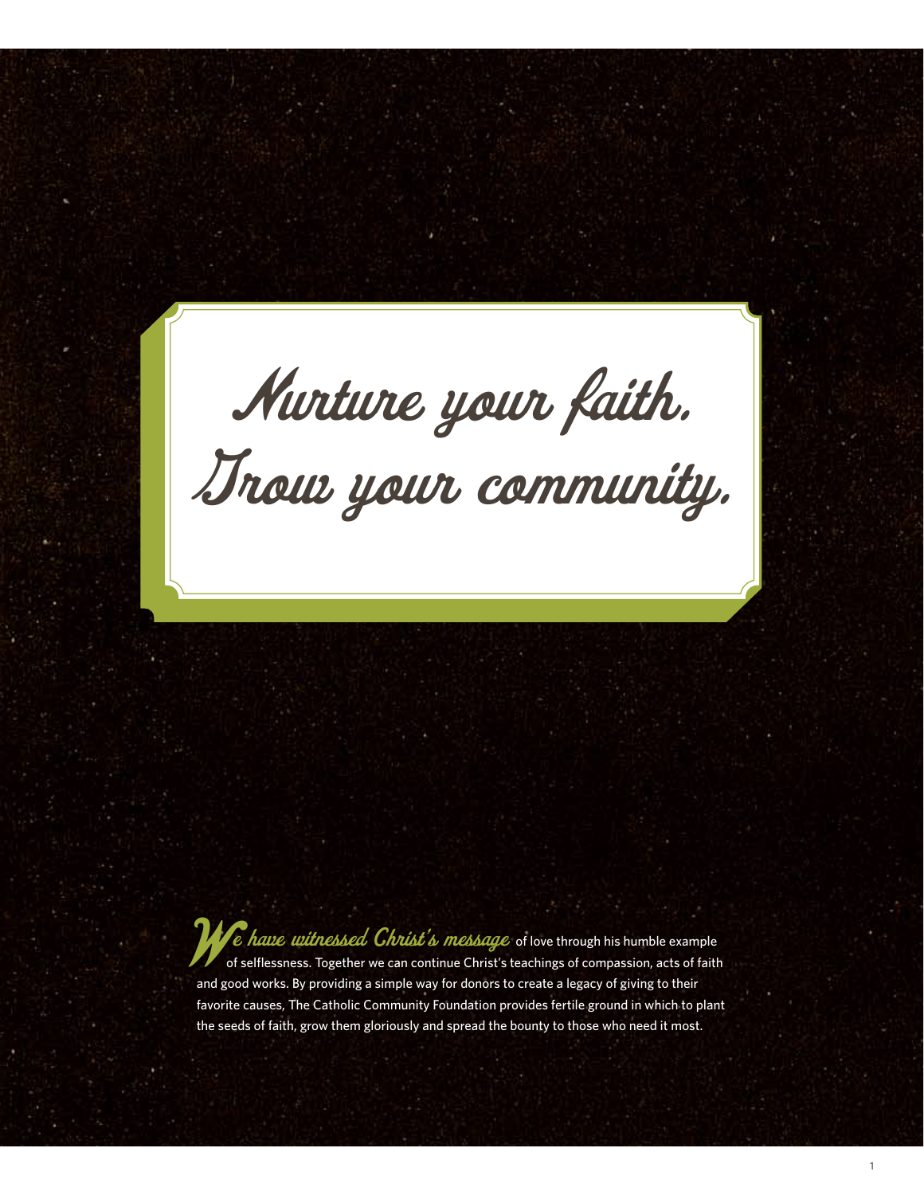# Nurture your faith. Grow your community.

*We have witnessed Christ's message* of love through his humble example of selflessness. Together we can continue Christ's teachings of compassion, acts of faith and good works. By providing a simple way for donors to create a legacy of giving to their favorite causes, The Catholic Community Foundation provides fertile ground in which to plant the seeds of faith, grow them gloriously and spread the bounty to those who need it most.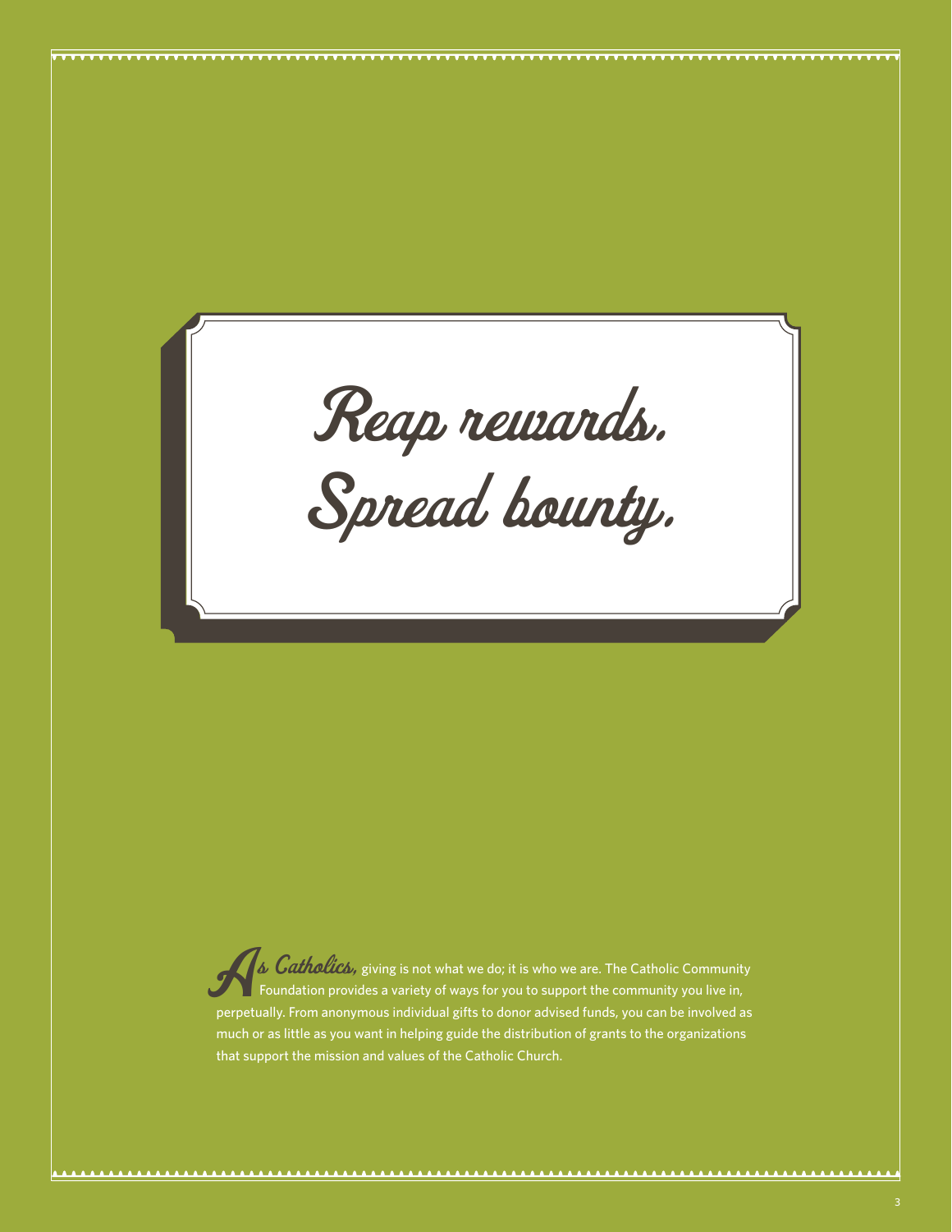# Reap rewards. Spread bounty.

***As Catholics,*** giving is not what we do; it is who we are. The Catholic Community Foundation provides a variety of ways for you to support the community you live in, perpetually. From anonymous individual gifts to donor advised funds, you can be involved as much or as little as you want in helping guide the distribution of grants to the organizations that support the mission and values of the Catholic Church.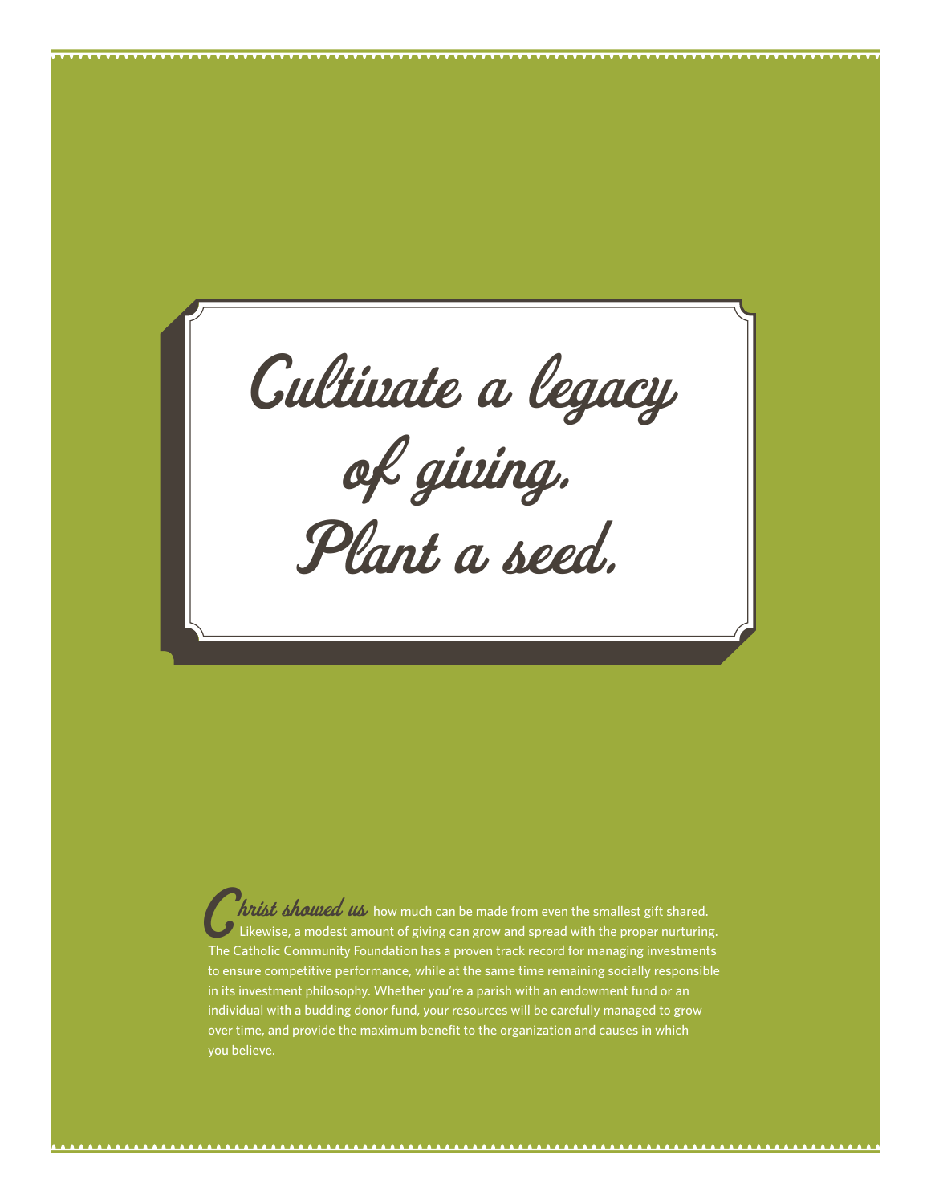# Cultivate a legacy of giving. Plant a seed.

**Christ showed us** how much can be made from even the smallest gift shared. Likewise, a modest amount of giving can grow and spread with the proper nurturing. The Catholic Community Foundation has a proven track record for managing investments to ensure competitive performance, while at the same time remaining socially responsible in its investment philosophy. Whether you're a parish with an endowment fund or an individual with a budding donor fund, your resources will be carefully managed to grow over time, and provide the maximum benefit to the organization and causes in which you believe.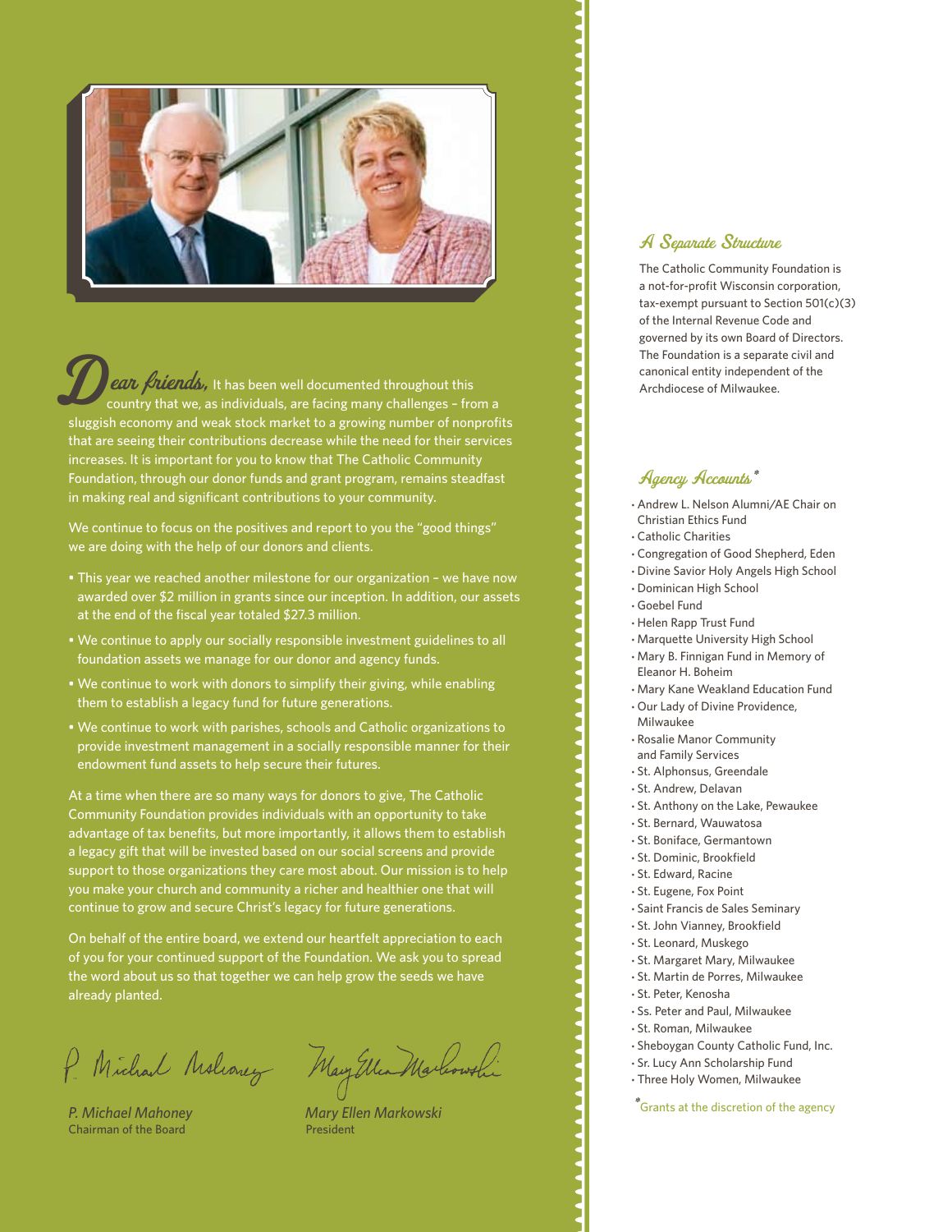**Dear friends,** It has been well documented throughout this country that we, as individuals, are facing many challenges – from a sluggish economy and weak stock market to a growing number of nonprofits that are seeing their contributions decrease while the need for their services increases. It is important for you to know that The Catholic Community Foundation, through our donor funds and grant program, remains steadfast in making real and significant contributions to your community.

We continue to focus on the positives and report to you the "good things" we are doing with the help of our donors and clients.

- This year we reached another milestone for our organization – we have now awarded over $2 million in grants since our inception. In addition, our assets at the end of the fiscal year totaled $27.3 million.
- We continue to apply our socially responsible investment guidelines to all foundation assets we manage for our donor and agency funds.
- We continue to work with donors to simplify their giving, while enabling them to establish a legacy fund for future generations.
- We continue to work with parishes, schools and Catholic organizations to provide investment management in a socially responsible manner for their endowment fund assets to help secure their futures.

At a time when there are so many ways for donors to give, The Catholic Community Foundation provides individuals with an opportunity to take advantage of tax benefits, but more importantly, it allows them to establish a legacy gift that will be invested based on our social screens and provide support to those organizations they care most about. Our mission is to help you make your church and community a richer and healthier one that will continue to grow and secure Christ's legacy for future generations.

On behalf of the entire board, we extend our heartfelt appreciation to each of you for your continued support of the Foundation. We ask you to spread the word about us so that together we can help grow the seeds we have already planted.

*P. Michael Mahoney*
Chairman of the Board

*Mary Ellen Markowski*
President

## A Separate Structure

The Catholic Community Foundation is a not-for-profit Wisconsin corporation, tax-exempt pursuant to Section 501(c)(3) of the Internal Revenue Code and governed by its own Board of Directors. The Foundation is a separate civil and canonical entity independent of the Archdiocese of Milwaukee.

## Agency Accounts*

- Andrew L. Nelson Alumni/AE Chair on Christian Ethics Fund
- Catholic Charities
- Congregation of Good Shepherd, Eden
- Divine Savior Holy Angels High School
- Dominican High School
- Goebel Fund
- Helen Rapp Trust Fund
- Marquette University High School
- Mary B. Finnigan Fund in Memory of Eleanor H. Boheim
- Mary Kane Weakland Education Fund
- Our Lady of Divine Providence, Milwaukee
- Rosalie Manor Community and Family Services
- St. Alphonsus, Greendale
- St. Andrew, Delavan
- St. Anthony on the Lake, Pewaukee
- St. Bernard, Wauwatosa
- St. Boniface, Germantown
- St. Dominic, Brookfield
- St. Edward, Racine
- St. Eugene, Fox Point
- Saint Francis de Sales Seminary
- St. John Vianney, Brookfield
- St. Leonard, Muskego
- St. Margaret Mary, Milwaukee
- St. Martin de Porres, Milwaukee
- St. Peter, Kenosha
- Ss. Peter and Paul, Milwaukee
- St. Roman, Milwaukee
- Sheboygan County Catholic Fund, Inc.
- Sr. Lucy Ann Scholarship Fund
- Three Holy Women, Milwaukee

*Grants at the discretion of the agency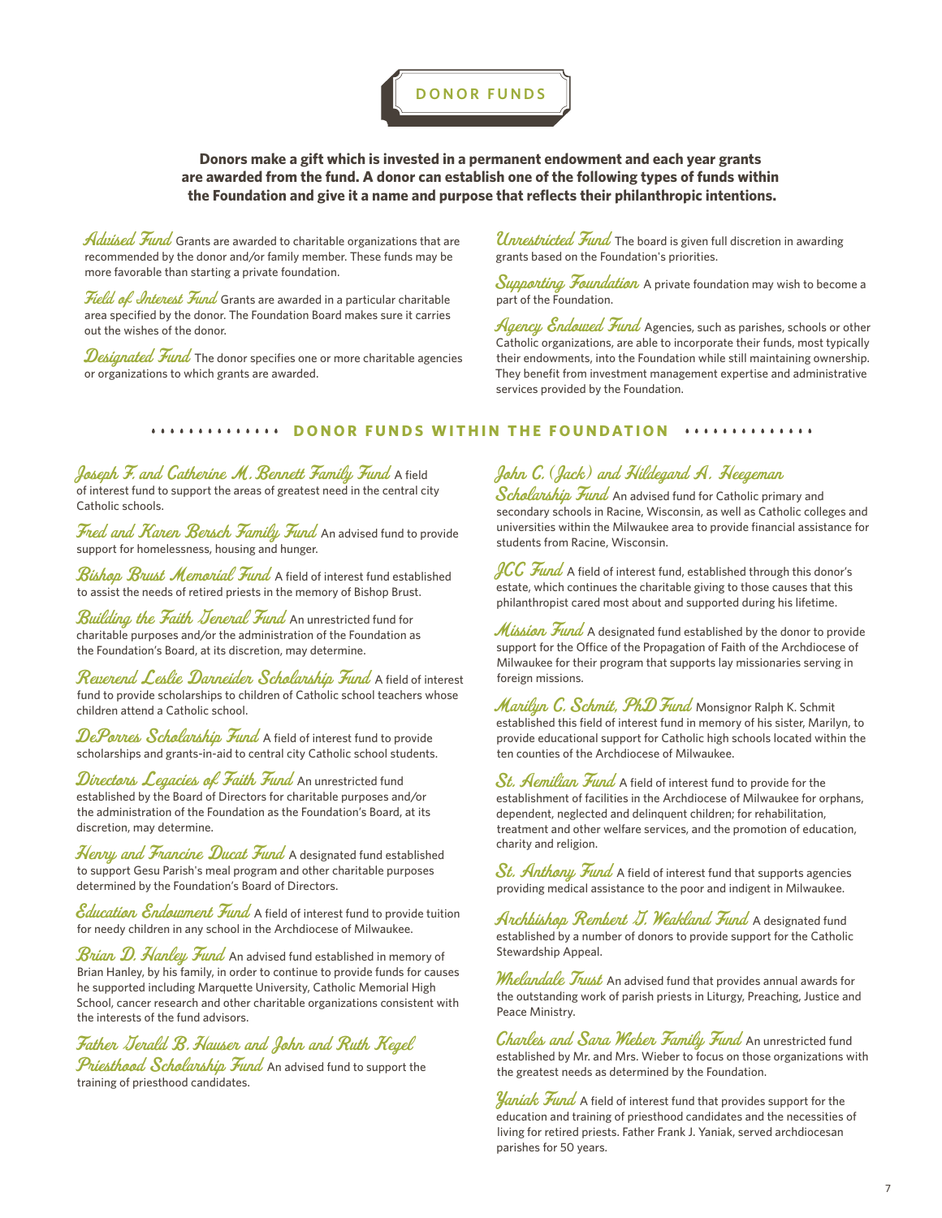# DONOR FUNDS

**Donors make a gift which is invested in a permanent endowment and each year grants are awarded from the fund. A donor can establish one of the following types of funds within the Foundation and give it a name and purpose that reflects their philanthropic intentions.**

***Advised Fund*** Grants are awarded to charitable organizations that are recommended by the donor and/or family member. These funds may be more favorable than starting a private foundation.

***Field of Interest Fund*** Grants are awarded in a particular charitable area specified by the donor. The Foundation Board makes sure it carries out the wishes of the donor.

***Designated Fund*** The donor specifies one or more charitable agencies or organizations to which grants are awarded.

***Unrestricted Fund*** The board is given full discretion in awarding grants based on the Foundation's priorities.

***Supporting Foundation*** A private foundation may wish to become a part of the Foundation.

***Agency Endowed Fund*** Agencies, such as parishes, schools or other Catholic organizations, are able to incorporate their funds, most typically their endowments, into the Foundation while still maintaining ownership. They benefit from investment management expertise and administrative services provided by the Foundation.

## DONOR FUNDS WITHIN THE FOUNDATION

***Joseph F. and Catherine M. Bennett Family Fund*** A field of interest fund to support the areas of greatest need in the central city Catholic schools.

***Fred and Karen Bersch Family Fund*** An advised fund to provide support for homelessness, housing and hunger.

***Bishop Brust Memorial Fund*** A field of interest fund established to assist the needs of retired priests in the memory of Bishop Brust.

***Building the Faith General Fund*** An unrestricted fund for charitable purposes and/or the administration of the Foundation as the Foundation's Board, at its discretion, may determine.

***Reverend Leslie Darneider Scholarship Fund*** A field of interest fund to provide scholarships to children of Catholic school teachers whose children attend a Catholic school.

***DePorres Scholarship Fund*** A field of interest fund to provide scholarships and grants-in-aid to central city Catholic school students.

***Directors Legacies of Faith Fund*** An unrestricted fund established by the Board of Directors for charitable purposes and/or the administration of the Foundation as the Foundation's Board, at its discretion, may determine.

***Henry and Francine Ducat Fund*** A designated fund established to support Gesu Parish's meal program and other charitable purposes determined by the Foundation's Board of Directors.

***Education Endowment Fund*** A field of interest fund to provide tuition for needy children in any school in the Archdiocese of Milwaukee.

***Brian D. Hanley Fund*** An advised fund established in memory of Brian Hanley, by his family, in order to continue to provide funds for causes he supported including Marquette University, Catholic Memorial High School, cancer research and other charitable organizations consistent with the interests of the fund advisors.

***Father Gerald B. Hauser and John and Ruth Kegel Priesthood Scholarship Fund*** An advised fund to support the training of priesthood candidates.

***John C. (Jack) and Hildegard A. Heegeman Scholarship Fund*** An advised fund for Catholic primary and secondary schools in Racine, Wisconsin, as well as Catholic colleges and universities within the Milwaukee area to provide financial assistance for students from Racine, Wisconsin.

***JCC Fund*** A field of interest fund, established through this donor's estate, which continues the charitable giving to those causes that this philanthropist cared most about and supported during his lifetime.

***Mission Fund*** A designated fund established by the donor to provide support for the Office of the Propagation of Faith of the Archdiocese of Milwaukee for their program that supports lay missionaries serving in foreign missions.

***Marilyn C. Schmit, PhD Fund*** Monsignor Ralph K. Schmit established this field of interest fund in memory of his sister, Marilyn, to provide educational support for Catholic high schools located within the ten counties of the Archdiocese of Milwaukee.

***St. Aemilian Fund*** A field of interest fund to provide for the establishment of facilities in the Archdiocese of Milwaukee for orphans, dependent, neglected and delinquent children; for rehabilitation, treatment and other welfare services, and the promotion of education, charity and religion.

***St. Anthony Fund*** A field of interest fund that supports agencies providing medical assistance to the poor and indigent in Milwaukee.

***Archbishop Rembert G. Weakland Fund*** A designated fund established by a number of donors to provide support for the Catholic Stewardship Appeal.

***Whelandale Trust*** An advised fund that provides annual awards for the outstanding work of parish priests in Liturgy, Preaching, Justice and Peace Ministry.

***Charles and Sara Wieber Family Fund*** An unrestricted fund established by Mr. and Mrs. Wieber to focus on those organizations with the greatest needs as determined by the Foundation.

***Yaniak Fund*** A field of interest fund that provides support for the education and training of priesthood candidates and the necessities of living for retired priests. Father Frank J. Yaniak, served archdiocesan parishes for 50 years.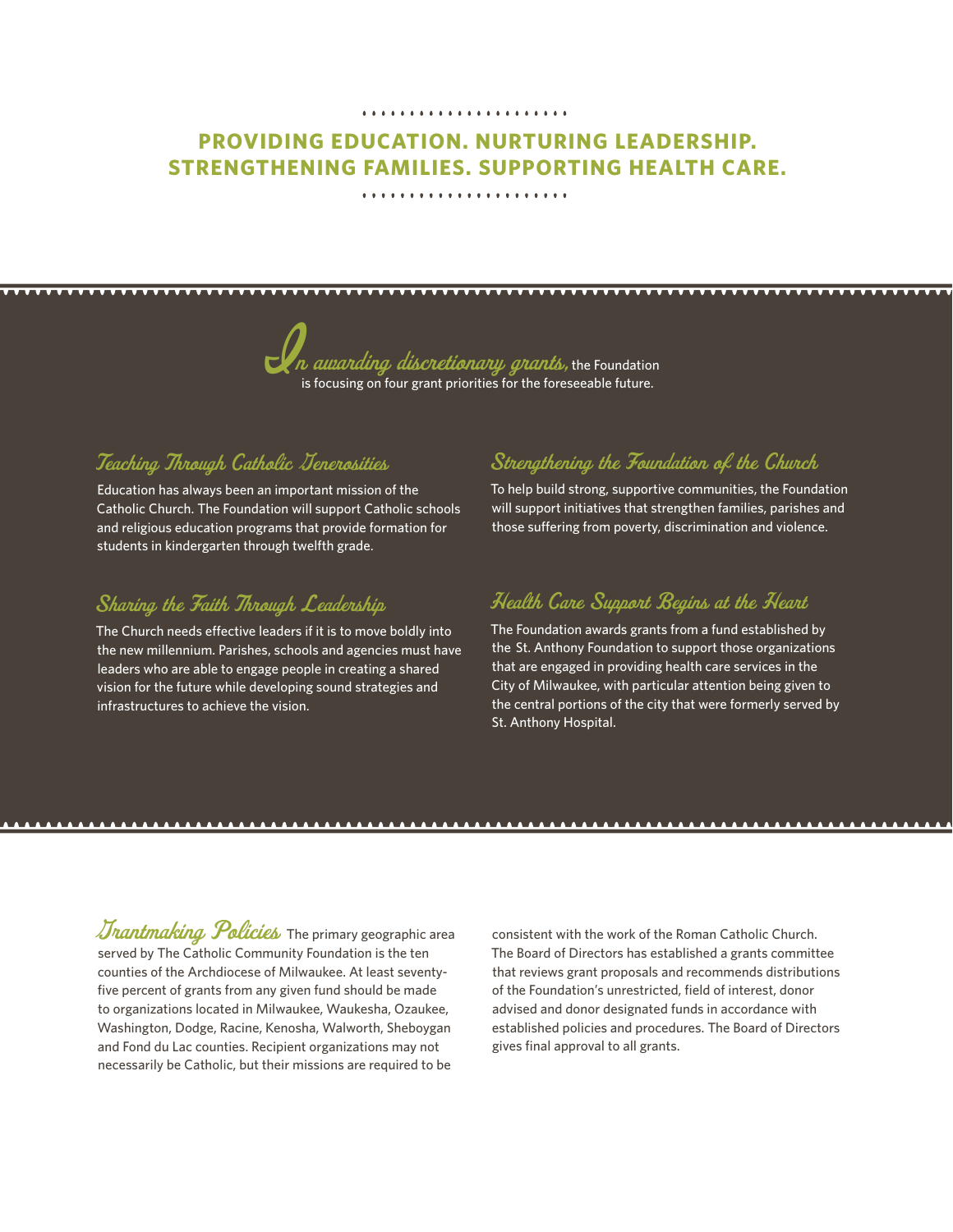## PROVIDING EDUCATION. NURTURING LEADERSHIP. STRENGTHENING FAMILIES. SUPPORTING HEALTH CARE.

*In awarding discretionary grants,* the Foundation is focusing on four grant priorities for the foreseeable future.

### Teaching Through Catholic Generosities

Education has always been an important mission of the Catholic Church. The Foundation will support Catholic schools and religious education programs that provide formation for students in kindergarten through twelfth grade.

### Sharing the Faith Through Leadership

The Church needs effective leaders if it is to move boldly into the new millennium. Parishes, schools and agencies must have leaders who are able to engage people in creating a shared vision for the future while developing sound strategies and infrastructures to achieve the vision.

### Strengthening the Foundation of the Church

To help build strong, supportive communities, the Foundation will support initiatives that strengthen families, parishes and those suffering from poverty, discrimination and violence.

### Health Care Support Begins at the Heart

The Foundation awards grants from a fund established by the St. Anthony Foundation to support those organizations that are engaged in providing health care services in the City of Milwaukee, with particular attention being given to the central portions of the city that were formerly served by St. Anthony Hospital.

### Grantmaking Policies

The primary geographic area served by The Catholic Community Foundation is the ten counties of the Archdiocese of Milwaukee. At least seventy-five percent of grants from any given fund should be made to organizations located in Milwaukee, Waukesha, Ozaukee, Washington, Dodge, Racine, Kenosha, Walworth, Sheboygan and Fond du Lac counties. Recipient organizations may not necessarily be Catholic, but their missions are required to be consistent with the work of the Roman Catholic Church. The Board of Directors has established a grants committee that reviews grant proposals and recommends distributions of the Foundation's unrestricted, field of interest, donor advised and donor designated funds in accordance with established policies and procedures. The Board of Directors gives final approval to all grants.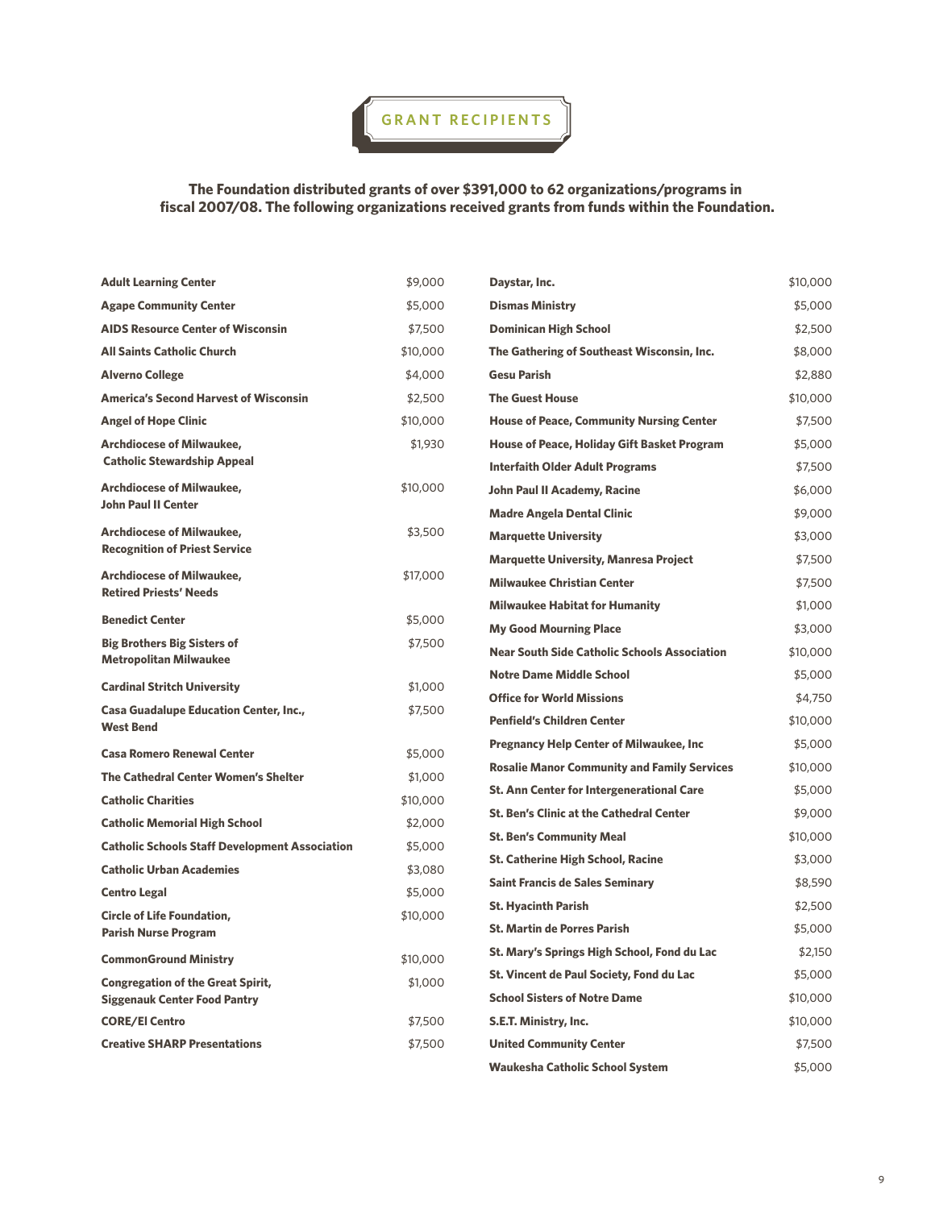# GRANT RECIPIENTS

**The Foundation distributed grants of over $391,000 to 62 organizations/programs in fiscal 2007/08. The following organizations received grants from funds within the Foundation.**

| Organization | Amount |
|---|---|
| **Adult Learning Center** | $9,000 |
| **Agape Community Center** | $5,000 |
| **AIDS Resource Center of Wisconsin** | $7,500 |
| **All Saints Catholic Church** | $10,000 |
| **Alverno College** | $4,000 |
| **America's Second Harvest of Wisconsin** | $2,500 |
| **Angel of Hope Clinic** | $10,000 |
| **Archdiocese of Milwaukee, Catholic Stewardship Appeal** | $1,930 |
| **Archdiocese of Milwaukee, John Paul II Center** | $10,000 |
| **Archdiocese of Milwaukee, Recognition of Priest Service** | $3,500 |
| **Archdiocese of Milwaukee, Retired Priests' Needs** | $17,000 |
| **Benedict Center** | $5,000 |
| **Big Brothers Big Sisters of Metropolitan Milwaukee** | $7,500 |
| **Cardinal Stritch University** | $1,000 |
| **Casa Guadalupe Education Center, Inc., West Bend** | $7,500 |
| **Casa Romero Renewal Center** | $5,000 |
| **The Cathedral Center Women's Shelter** | $1,000 |
| **Catholic Charities** | $10,000 |
| **Catholic Memorial High School** | $2,000 |
| **Catholic Schools Staff Development Association** | $5,000 |
| **Catholic Urban Academies** | $3,080 |
| **Centro Legal** | $5,000 |
| **Circle of Life Foundation, Parish Nurse Program** | $10,000 |
| **CommonGround Ministry** | $10,000 |
| **Congregation of the Great Spirit, Siggenauk Center Food Pantry** | $1,000 |
| **CORE/El Centro** | $7,500 |
| **Creative SHARP Presentations** | $7,500 |
| **Daystar, Inc.** | $10,000 |
| **Dismas Ministry** | $5,000 |
| **Dominican High School** | $2,500 |
| **The Gathering of Southeast Wisconsin, Inc.** | $8,000 |
| **Gesu Parish** | $2,880 |
| **The Guest House** | $10,000 |
| **House of Peace, Community Nursing Center** | $7,500 |
| **House of Peace, Holiday Gift Basket Program** | $5,000 |
| **Interfaith Older Adult Programs** | $7,500 |
| **John Paul II Academy, Racine** | $6,000 |
| **Madre Angela Dental Clinic** | $9,000 |
| **Marquette University** | $3,000 |
| **Marquette University, Manresa Project** | $7,500 |
| **Milwaukee Christian Center** | $7,500 |
| **Milwaukee Habitat for Humanity** | $1,000 |
| **My Good Mourning Place** | $3,000 |
| **Near South Side Catholic Schools Association** | $10,000 |
| **Notre Dame Middle School** | $5,000 |
| **Office for World Missions** | $4,750 |
| **Penfield's Children Center** | $10,000 |
| **Pregnancy Help Center of Milwaukee, Inc** | $5,000 |
| **Rosalie Manor Community and Family Services** | $10,000 |
| **St. Ann Center for Intergenerational Care** | $5,000 |
| **St. Ben's Clinic at the Cathedral Center** | $9,000 |
| **St. Ben's Community Meal** | $10,000 |
| **St. Catherine High School, Racine** | $3,000 |
| **Saint Francis de Sales Seminary** | $8,590 |
| **St. Hyacinth Parish** | $2,500 |
| **St. Martin de Porres Parish** | $5,000 |
| **St. Mary's Springs High School, Fond du Lac** | $2,150 |
| **St. Vincent de Paul Society, Fond du Lac** | $5,000 |
| **School Sisters of Notre Dame** | $10,000 |
| **S.E.T. Ministry, Inc.** | $10,000 |
| **United Community Center** | $7,500 |
| **Waukesha Catholic School System** | $5,000 |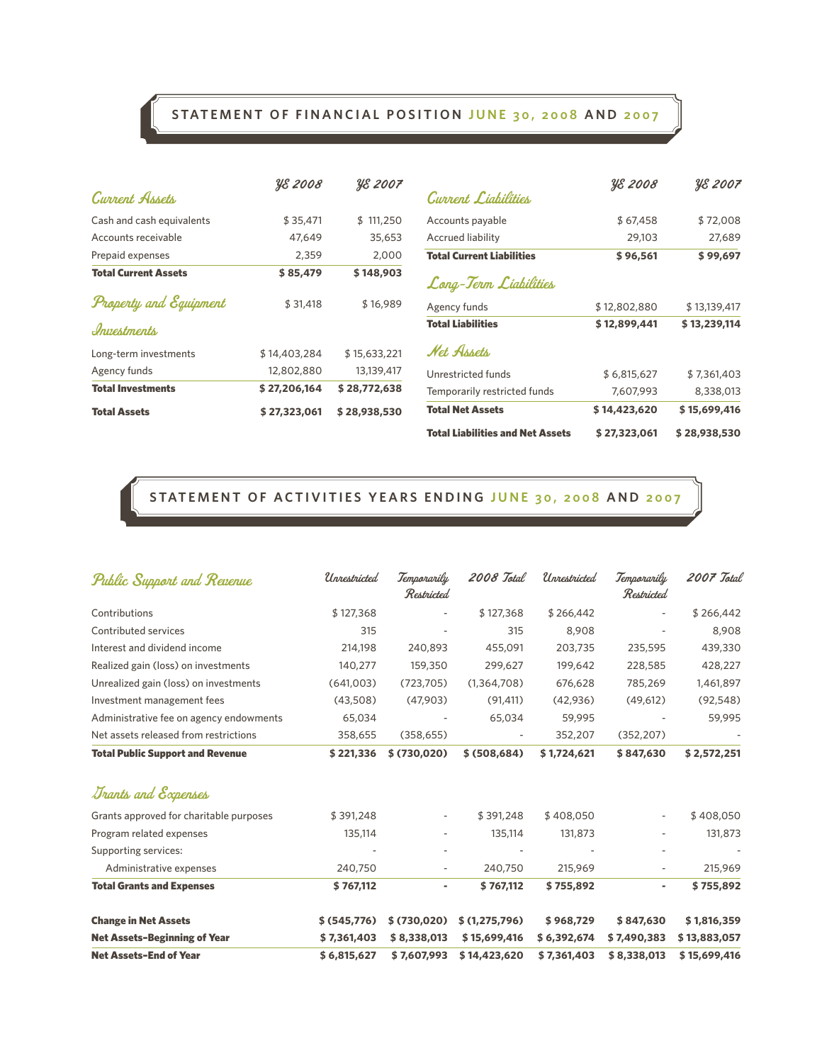## STATEMENT OF FINANCIAL POSITION JUNE 30, 2008 AND 2007

| Current Assets | YE 2008 | YE 2007 |
|---|---|---|
| Cash and cash equivalents | $ 35,471 | $ 111,250 |
| Accounts receivable | 47,649 | 35,653 |
| Prepaid expenses | 2,359 | 2,000 |
| **Total Current Assets** | **$ 85,479** | **$ 148,903** |
| **Property and Equipment** | $ 31,418 | $ 16,989 |
| **Investments** | | |
| Long-term investments | $ 14,403,284 | $ 15,633,221 |
| Agency funds | 12,802,880 | 13,139,417 |
| **Total Investments** | **$ 27,206,164** | **$ 28,772,638** |
| **Total Assets** | **$ 27,323,061** | **$ 28,938,530** |

| Current Liabilities | YE 2008 | YE 2007 |
|---|---|---|
| Accounts payable | $ 67,458 | $ 72,008 |
| Accrued liability | 29,103 | 27,689 |
| **Total Current Liabilities** | **$ 96,561** | **$ 99,697** |
| **Long-Term Liabilities** | | |
| Agency funds | $ 12,802,880 | $ 13,139,417 |
| **Total Liabilities** | **$ 12,899,441** | **$ 13,239,114** |
| **Net Assets** | | |
| Unrestricted funds | $ 6,815,627 | $ 7,361,403 |
| Temporarily restricted funds | 7,607,993 | 8,338,013 |
| **Total Net Assets** | **$ 14,423,620** | **$ 15,699,416** |
| **Total Liabilities and Net Assets** | **$ 27,323,061** | **$ 28,938,530** |

## STATEMENT OF ACTIVITIES YEARS ENDING JUNE 30, 2008 AND 2007

| Public Support and Revenue | Unrestricted | Temporarily Restricted | 2008 Total | Unrestricted | Temporarily Restricted | 2007 Total |
|---|---|---|---|---|---|---|
| Contributions | $ 127,368 | - | $ 127,368 | $ 266,442 | - | $ 266,442 |
| Contributed services | 315 | - | 315 | 8,908 | - | 8,908 |
| Interest and dividend income | 214,198 | 240,893 | 455,091 | 203,735 | 235,595 | 439,330 |
| Realized gain (loss) on investments | 140,277 | 159,350 | 299,627 | 199,642 | 228,585 | 428,227 |
| Unrealized gain (loss) on investments | (641,003) | (723,705) | (1,364,708) | 676,628 | 785,269 | 1,461,897 |
| Investment management fees | (43,508) | (47,903) | (91,411) | (42,936) | (49,612) | (92,548) |
| Administrative fee on agency endowments | 65,034 | - | 65,034 | 59,995 | - | 59,995 |
| Net assets released from restrictions | 358,655 | (358,655) | - | 352,207 | (352,207) | - |
| **Total Public Support and Revenue** | **$ 221,336** | **$ (730,020)** | **$ (508,684)** | **$ 1,724,621** | **$ 847,630** | **$ 2,572,251** |
| **Grants and Expenses** | | | | | | |
| Grants approved for charitable purposes | $ 391,248 | - | $ 391,248 | $ 408,050 | - | $ 408,050 |
| Program related expenses | 135,114 | - | 135,114 | 131,873 | - | 131,873 |
| Supporting services: | - | - | - | - | - | - |
| Administrative expenses | 240,750 | - | 240,750 | 215,969 | - | 215,969 |
| **Total Grants and Expenses** | **$ 767,112** | **-** | **$ 767,112** | **$ 755,892** | **-** | **$ 755,892** |
| **Change in Net Assets** | **$ (545,776)** | **$ (730,020)** | **$ (1,275,796)** | **$ 968,729** | **$ 847,630** | **$ 1,816,359** |
| **Net Assets–Beginning of Year** | **$ 7,361,403** | **$ 8,338,013** | **$ 15,699,416** | **$ 6,392,674** | **$ 7,490,383** | **$ 13,883,057** |
| **Net Assets–End of Year** | **$ 6,815,627** | **$ 7,607,993** | **$ 14,423,620** | **$ 7,361,403** | **$ 8,338,013** | **$ 15,699,416** |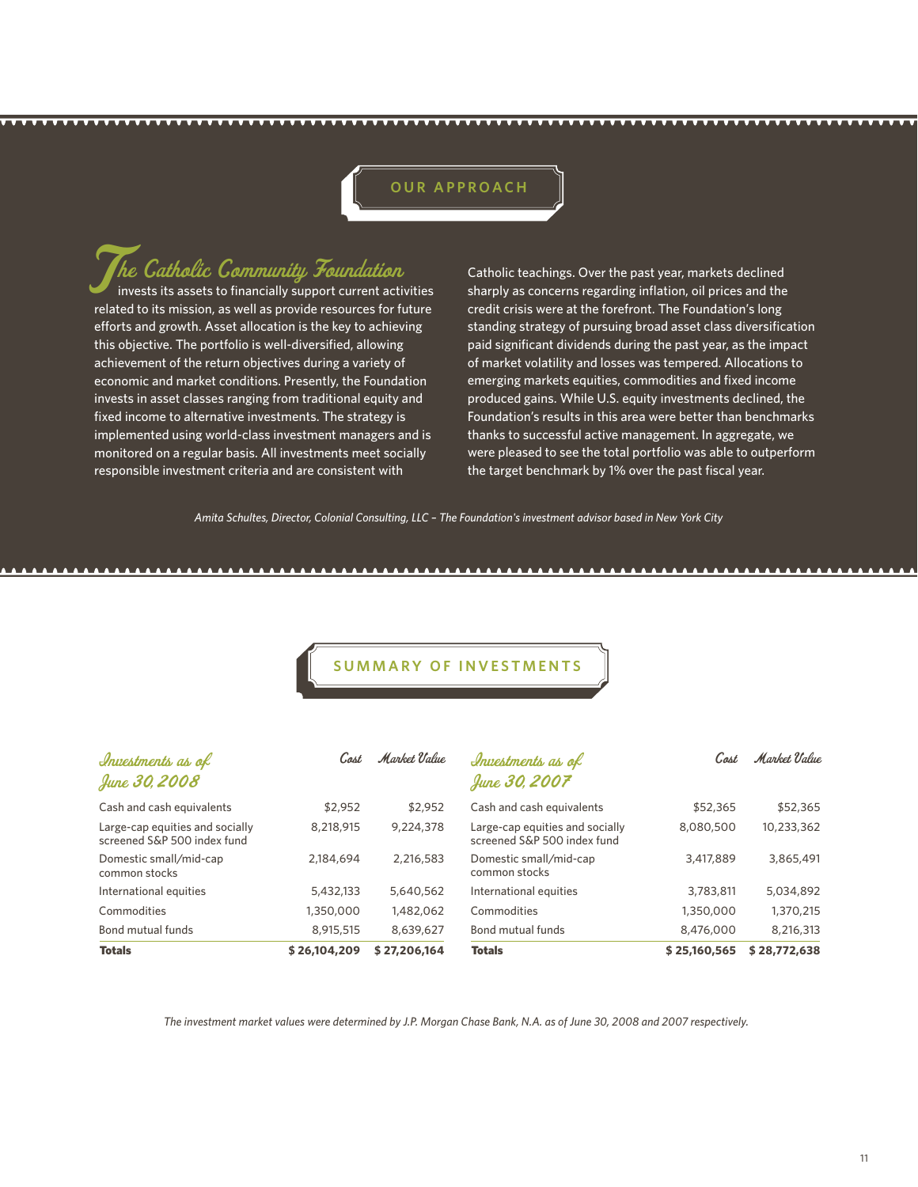## OUR APPROACH

*The Catholic Community Foundation* invests its assets to financially support current activities related to its mission, as well as provide resources for future efforts and growth. Asset allocation is the key to achieving this objective. The portfolio is well-diversified, allowing achievement of the return objectives during a variety of economic and market conditions. Presently, the Foundation invests in asset classes ranging from traditional equity and fixed income to alternative investments. The strategy is implemented using world-class investment managers and is monitored on a regular basis. All investments meet socially responsible investment criteria and are consistent with Catholic teachings. Over the past year, markets declined sharply as concerns regarding inflation, oil prices and the credit crisis were at the forefront. The Foundation's long standing strategy of pursuing broad asset class diversification paid significant dividends during the past year, as the impact of market volatility and losses was tempered. Allocations to emerging markets equities, commodities and fixed income produced gains. While U.S. equity investments declined, the Foundation's results in this area were better than benchmarks thanks to successful active management. In aggregate, we were pleased to see the total portfolio was able to outperform the target benchmark by 1% over the past fiscal year.

*Amita Schultes, Director, Colonial Consulting, LLC – The Foundation's investment advisor based in New York City*

## SUMMARY OF INVESTMENTS

| *Investments as of June 30, 2008* | *Cost* | *Market Value* |
|---|---|---|
| Cash and cash equivalents | $2,952 | $2,952 |
| Large-cap equities and socially screened S&P 500 index fund | 8,218,915 | 9,224,378 |
| Domestic small/mid-cap common stocks | 2,184,694 | 2,216,583 |
| International equities | 5,432,133 | 5,640,562 |
| Commodities | 1,350,000 | 1,482,062 |
| Bond mutual funds | 8,915,515 | 8,639,627 |
| **Totals** | **$ 26,104,209** | **$ 27,206,164** |

| *Investments as of June 30, 2007* | *Cost* | *Market Value* |
|---|---|---|
| Cash and cash equivalents | $52,365 | $52,365 |
| Large-cap equities and socially screened S&P 500 index fund | 8,080,500 | 10,233,362 |
| Domestic small/mid-cap common stocks | 3,417,889 | 3,865,491 |
| International equities | 3,783,811 | 5,034,892 |
| Commodities | 1,350,000 | 1,370,215 |
| Bond mutual funds | 8,476,000 | 8,216,313 |
| **Totals** | **$ 25,160,565** | **$ 28,772,638** |

*The investment market values were determined by J.P. Morgan Chase Bank, N.A. as of June 30, 2008 and 2007 respectively.*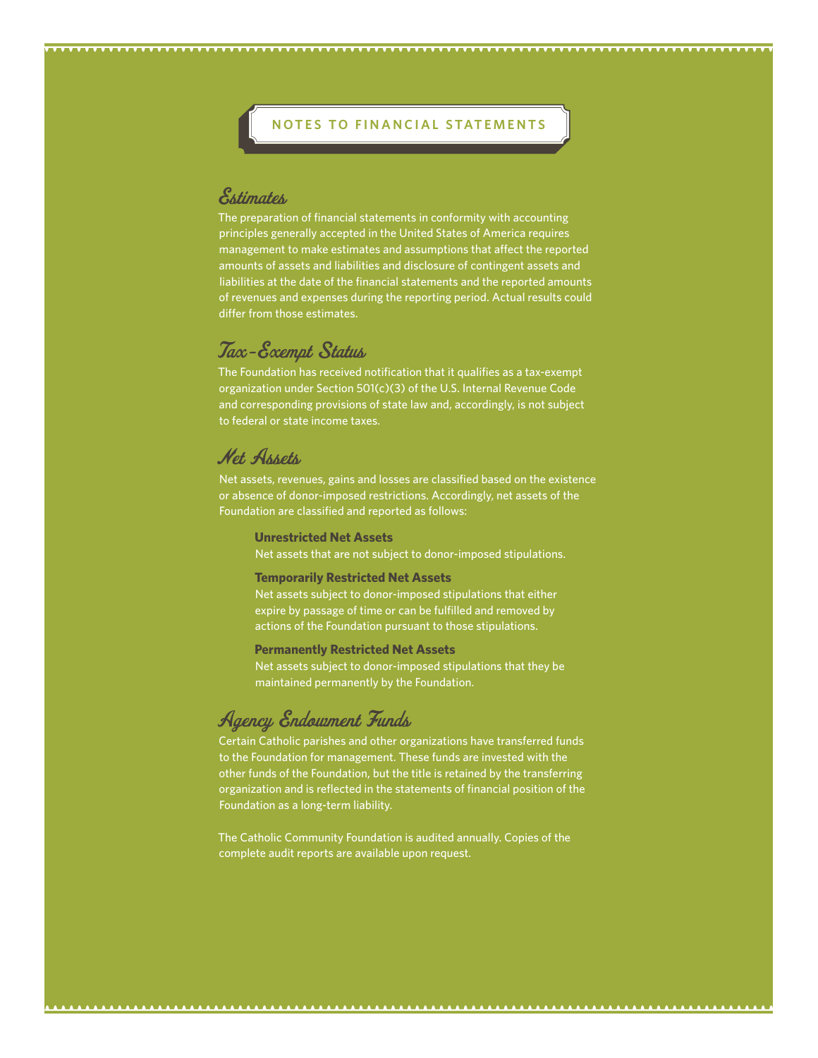# NOTES TO FINANCIAL STATEMENTS

## Estimates

The preparation of financial statements in conformity with accounting principles generally accepted in the United States of America requires management to make estimates and assumptions that affect the reported amounts of assets and liabilities and disclosure of contingent assets and liabilities at the date of the financial statements and the reported amounts of revenues and expenses during the reporting period. Actual results could differ from those estimates.

## Tax-Exempt Status

The Foundation has received notification that it qualifies as a tax-exempt organization under Section 501(c)(3) of the U.S. Internal Revenue Code and corresponding provisions of state law and, accordingly, is not subject to federal or state income taxes.

## Net Assets

Net assets, revenues, gains and losses are classified based on the existence or absence of donor-imposed restrictions. Accordingly, net assets of the Foundation are classified and reported as follows:

**Unrestricted Net Assets**
Net assets that are not subject to donor-imposed stipulations.

**Temporarily Restricted Net Assets**
Net assets subject to donor-imposed stipulations that either expire by passage of time or can be fulfilled and removed by actions of the Foundation pursuant to those stipulations.

**Permanently Restricted Net Assets**
Net assets subject to donor-imposed stipulations that they be maintained permanently by the Foundation.

## Agency Endowment Funds

Certain Catholic parishes and other organizations have transferred funds to the Foundation for management. These funds are invested with the other funds of the Foundation, but the title is retained by the transferring organization and is reflected in the statements of financial position of the Foundation as a long-term liability.

The Catholic Community Foundation is audited annually. Copies of the complete audit reports are available upon request.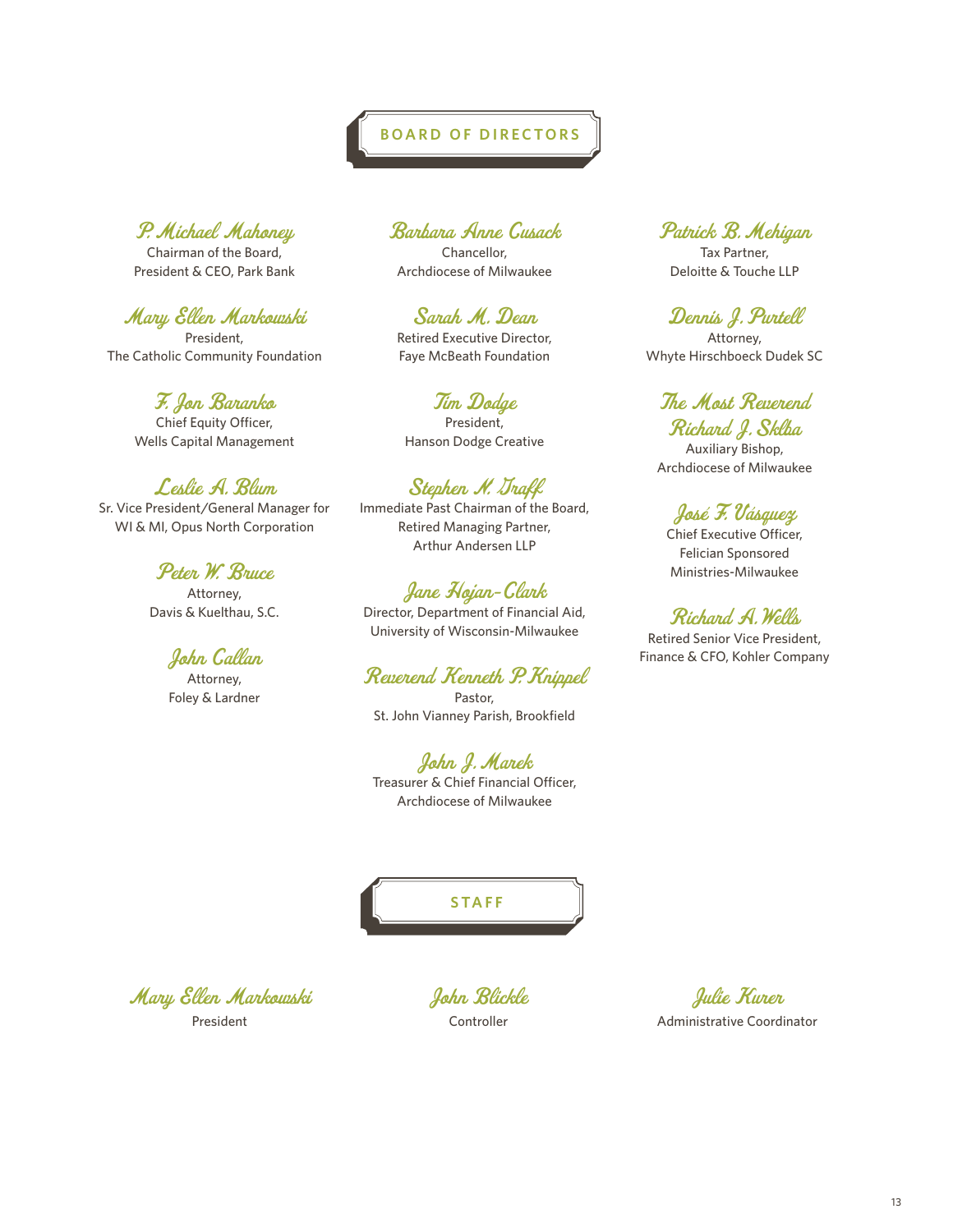## BOARD OF DIRECTORS

**P. Michael Mahoney**
Chairman of the Board,
President & CEO, Park Bank

**Mary Ellen Markowski**
President,
The Catholic Community Foundation

**F. Jon Baranko**
Chief Equity Officer,
Wells Capital Management

**Leslie A. Blum**
Sr. Vice President/General Manager for
WI & MI, Opus North Corporation

**Peter W. Bruce**
Attorney,
Davis & Kuelthau, S.C.

**John Callan**
Attorney,
Foley & Lardner

**Barbara Anne Cusack**
Chancellor,
Archdiocese of Milwaukee

**Sarah M. Dean**
Retired Executive Director,
Faye McBeath Foundation

**Tim Dodge**
President,
Hanson Dodge Creative

**Stephen N. Graff**
Immediate Past Chairman of the Board,
Retired Managing Partner,
Arthur Andersen LLP

**Jane Hojan-Clark**
Director, Department of Financial Aid,
University of Wisconsin-Milwaukee

**Reverend Kenneth P. Knippel**
Pastor,
St. John Vianney Parish, Brookfield

**John J. Marek**
Treasurer & Chief Financial Officer,
Archdiocese of Milwaukee

**Patrick B. Mehigan**
Tax Partner,
Deloitte & Touche LLP

**Dennis J. Purtell**
Attorney,
Whyte Hirschboeck Dudek SC

**The Most Reverend Richard J. Sklba**
Auxiliary Bishop,
Archdiocese of Milwaukee

**José F. Vásquez**
Chief Executive Officer,
Felician Sponsored
Ministries-Milwaukee

**Richard A. Wells**
Retired Senior Vice President,
Finance & CFO, Kohler Company

## STAFF

**Mary Ellen Markowski**
President

**John Blickle**
Controller

**Julie Kurer**
Administrative Coordinator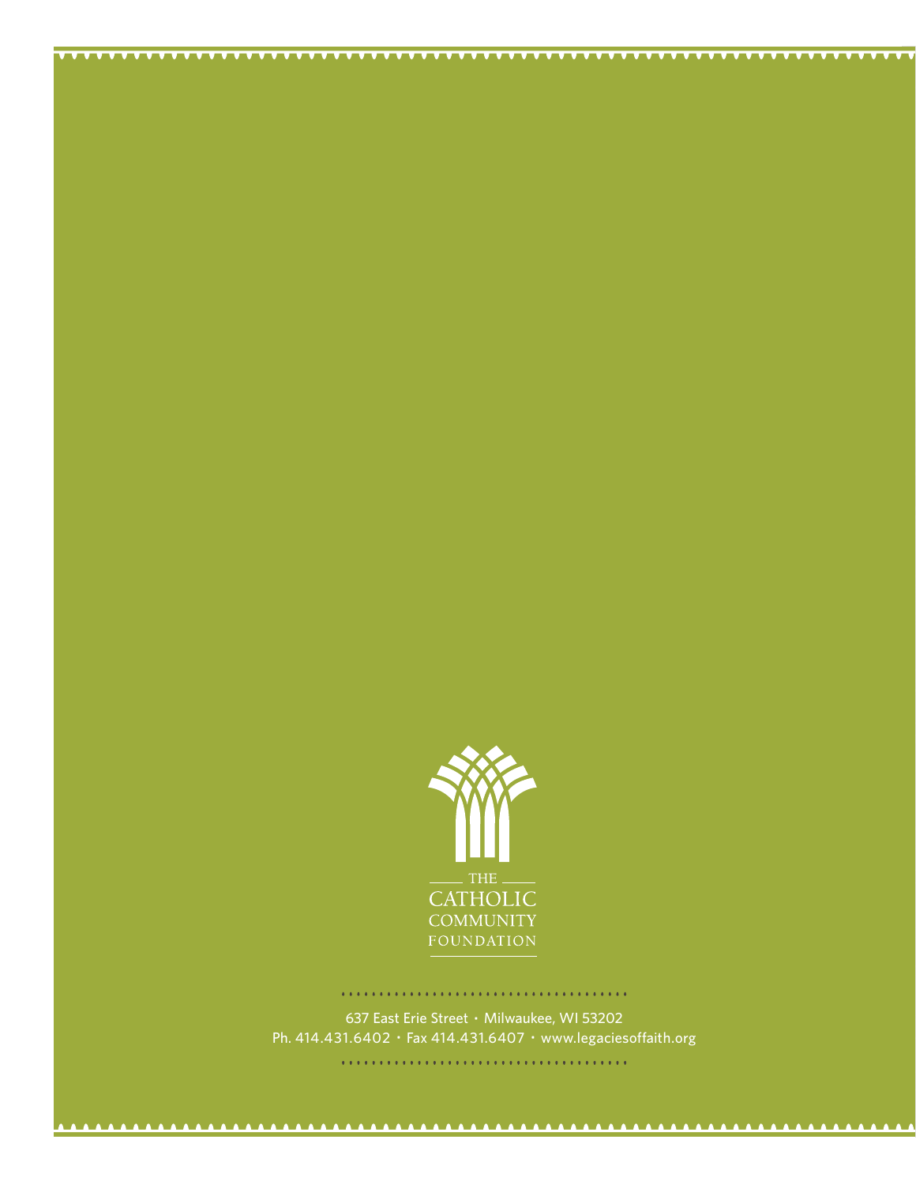THE
CATHOLIC
COMMUNITY
FOUNDATION

637 East Erie Street • Milwaukee, WI 53202
Ph. 414.431.6402 • Fax 414.431.6407 • www.legaciesoffaith.org